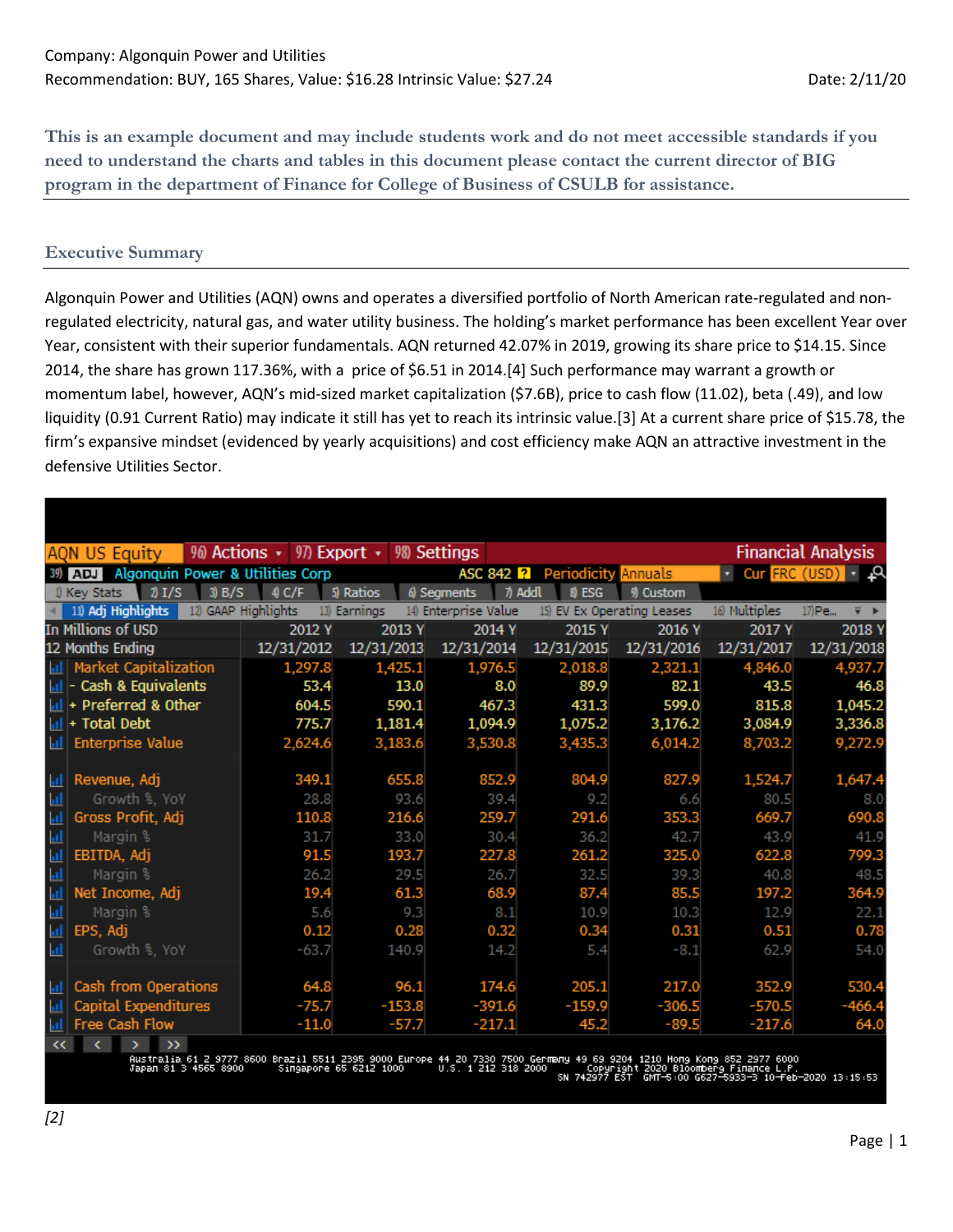Company: Algonquin Power and Utilities
Recommendation: BUY, 165 Shares, Value: $16.28 Intrinsic Value: $27.24 Date: 2/11/20

**This is an example document and may include students work and do not meet accessible standards if you need to understand the charts and tables in this document please contact the current director of BIG program in the department of Finance for College of Business of CSULB for assistance.**

## Executive Summary

Algonquin Power and Utilities (AQN) owns and operates a diversified portfolio of North American rate-regulated and non-regulated electricity, natural gas, and water utility business. The holding's market performance has been excellent Year over Year, consistent with their superior fundamentals. AQN returned 42.07% in 2019, growing its share price to $14.15. Since 2014, the share has grown 117.36%, with a price of $6.51 in 2014.[4] Such performance may warrant a growth or momentum label, however, AQN's mid-sized market capitalization ($7.6B), price to cash flow (11.02), beta (.49), and low liquidity (0.91 Current Ratio) may indicate it still has yet to reach its intrinsic value.[3] At a current share price of $15.78, the firm's expansive mindset (evidenced by yearly acquisitions) and cost efficiency make AQN an attractive investment in the defensive Utilities Sector.

AQN US Equity — Algonquin Power & Utilities Corp — Financial Analysis — Adj Highlights — Periodicity: Annuals — Cur: FRC (USD)

| In Millions of USD | 2012 Y | 2013 Y | 2014 Y | 2015 Y | 2016 Y | 2017 Y | 2018 Y |
|---|---|---|---|---|---|---|---|
| 12 Months Ending | 12/31/2012 | 12/31/2013 | 12/31/2014 | 12/31/2015 | 12/31/2016 | 12/31/2017 | 12/31/2018 |
| Market Capitalization | 1,297.8 | 1,425.1 | 1,976.5 | 2,018.8 | 2,321.1 | 4,846.0 | 4,937.7 |
| - Cash & Equivalents | 53.4 | 13.0 | 8.0 | 89.9 | 82.1 | 43.5 | 46.8 |
| + Preferred & Other | 604.5 | 590.1 | 467.3 | 431.3 | 599.0 | 815.8 | 1,045.2 |
| + Total Debt | 775.7 | 1,181.4 | 1,094.9 | 1,075.2 | 3,176.2 | 3,084.9 | 3,336.8 |
| Enterprise Value | 2,624.6 | 3,183.6 | 3,530.8 | 3,435.3 | 6,014.2 | 8,703.2 | 9,272.9 |
| Revenue, Adj | 349.1 | 655.8 | 852.9 | 804.9 | 827.9 | 1,524.7 | 1,647.4 |
| Growth %, YoY | 28.8 | 93.6 | 39.4 | 9.2 | 6.6 | 80.5 | 8.0 |
| Gross Profit, Adj | 110.8 | 216.6 | 259.7 | 291.6 | 353.3 | 669.7 | 690.8 |
| Margin % | 31.7 | 33.0 | 30.4 | 36.2 | 42.7 | 43.9 | 41.9 |
| EBITDA, Adj | 91.5 | 193.7 | 227.8 | 261.2 | 325.0 | 622.8 | 799.3 |
| Margin % | 26.2 | 29.5 | 26.7 | 32.5 | 39.3 | 40.8 | 48.5 |
| Net Income, Adj | 19.4 | 61.3 | 68.9 | 87.4 | 85.5 | 197.2 | 364.9 |
| Margin % | 5.6 | 9.3 | 8.1 | 10.9 | 10.3 | 12.9 | 22.1 |
| EPS, Adj | 0.12 | 0.28 | 0.32 | 0.34 | 0.31 | 0.51 | 0.78 |
| Growth %, YoY | -63.7 | 140.9 | 14.2 | 5.4 | -8.1 | 62.9 | 54.0 |
| Cash from Operations | 64.8 | 96.1 | 174.6 | 205.1 | 217.0 | 352.9 | 530.4 |
| Capital Expenditures | -75.7 | -153.8 | -391.6 | -159.9 | -306.5 | -570.5 | -466.4 |
| Free Cash Flow | -11.0 | -57.7 | -217.1 | 45.2 | -89.5 | -217.6 | 64.0 |

*[2]*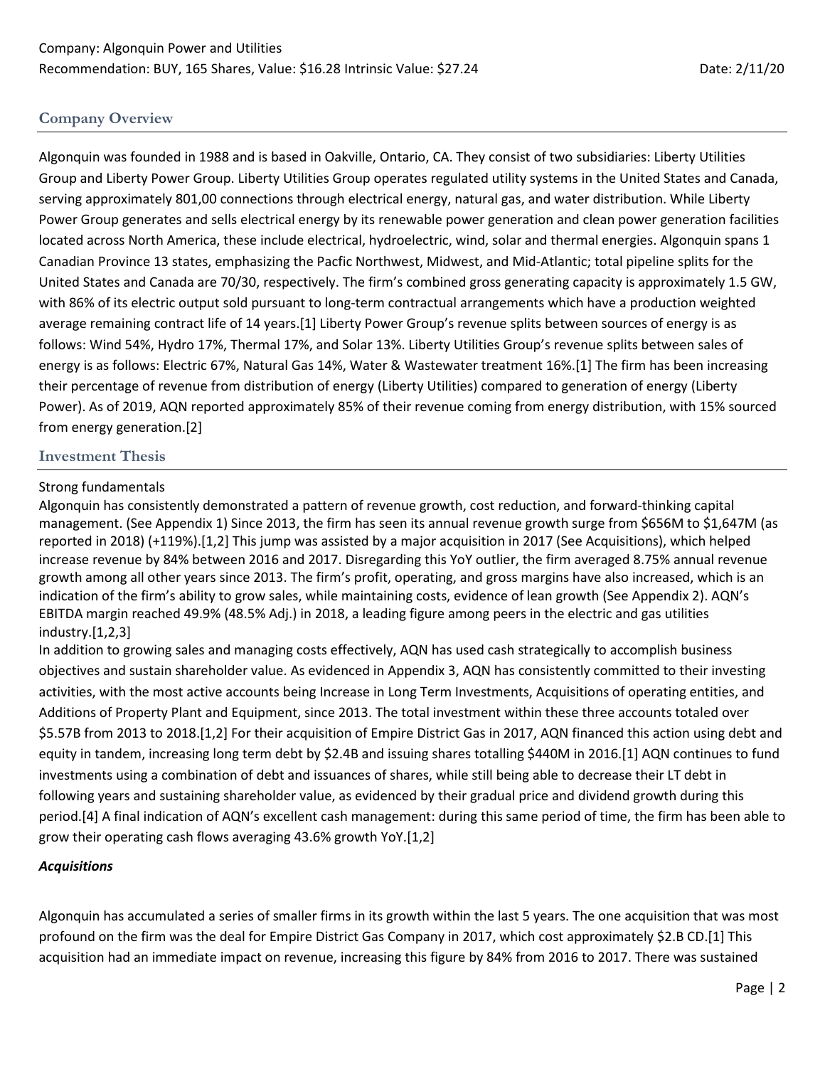Company: Algonquin Power and Utilities
Recommendation: BUY, 165 Shares, Value: $16.28 Intrinsic Value: $27.24 Date: 2/11/20

## Company Overview

Algonquin was founded in 1988 and is based in Oakville, Ontario, CA. They consist of two subsidiaries: Liberty Utilities Group and Liberty Power Group. Liberty Utilities Group operates regulated utility systems in the United States and Canada, serving approximately 801,00 connections through electrical energy, natural gas, and water distribution. While Liberty Power Group generates and sells electrical energy by its renewable power generation and clean power generation facilities located across North America, these include electrical, hydroelectric, wind, solar and thermal energies. Algonquin spans 1 Canadian Province 13 states, emphasizing the Pacfic Northwest, Midwest, and Mid-Atlantic; total pipeline splits for the United States and Canada are 70/30, respectively. The firm's combined gross generating capacity is approximately 1.5 GW, with 86% of its electric output sold pursuant to long-term contractual arrangements which have a production weighted average remaining contract life of 14 years.[1] Liberty Power Group's revenue splits between sources of energy is as follows: Wind 54%, Hydro 17%, Thermal 17%, and Solar 13%. Liberty Utilities Group's revenue splits between sales of energy is as follows: Electric 67%, Natural Gas 14%, Water & Wastewater treatment 16%.[1] The firm has been increasing their percentage of revenue from distribution of energy (Liberty Utilities) compared to generation of energy (Liberty Power). As of 2019, AQN reported approximately 85% of their revenue coming from energy distribution, with 15% sourced from energy generation.[2]

## Investment Thesis

Strong fundamentals

Algonquin has consistently demonstrated a pattern of revenue growth, cost reduction, and forward-thinking capital management. (See Appendix 1) Since 2013, the firm has seen its annual revenue growth surge from $656M to $1,647M (as reported in 2018) (+119%).[1,2] This jump was assisted by a major acquisition in 2017 (See Acquisitions), which helped increase revenue by 84% between 2016 and 2017. Disregarding this YoY outlier, the firm averaged 8.75% annual revenue growth among all other years since 2013. The firm's profit, operating, and gross margins have also increased, which is an indication of the firm's ability to grow sales, while maintaining costs, evidence of lean growth (See Appendix 2). AQN's EBITDA margin reached 49.9% (48.5% Adj.) in 2018, a leading figure among peers in the electric and gas utilities industry.[1,2,3]

In addition to growing sales and managing costs effectively, AQN has used cash strategically to accomplish business objectives and sustain shareholder value. As evidenced in Appendix 3, AQN has consistently committed to their investing activities, with the most active accounts being Increase in Long Term Investments, Acquisitions of operating entities, and Additions of Property Plant and Equipment, since 2013. The total investment within these three accounts totaled over $5.57B from 2013 to 2018.[1,2] For their acquisition of Empire District Gas in 2017, AQN financed this action using debt and equity in tandem, increasing long term debt by $2.4B and issuing shares totalling $440M in 2016.[1] AQN continues to fund investments using a combination of debt and issuances of shares, while still being able to decrease their LT debt in following years and sustaining shareholder value, as evidenced by their gradual price and dividend growth during this period.[4] A final indication of AQN's excellent cash management: during this same period of time, the firm has been able to grow their operating cash flows averaging 43.6% growth YoY.[1,2]

***Acquisitions***

Algonquin has accumulated a series of smaller firms in its growth within the last 5 years. The one acquisition that was most profound on the firm was the deal for Empire District Gas Company in 2017, which cost approximately $2.B CD.[1] This acquisition had an immediate impact on revenue, increasing this figure by 84% from 2016 to 2017. There was sustained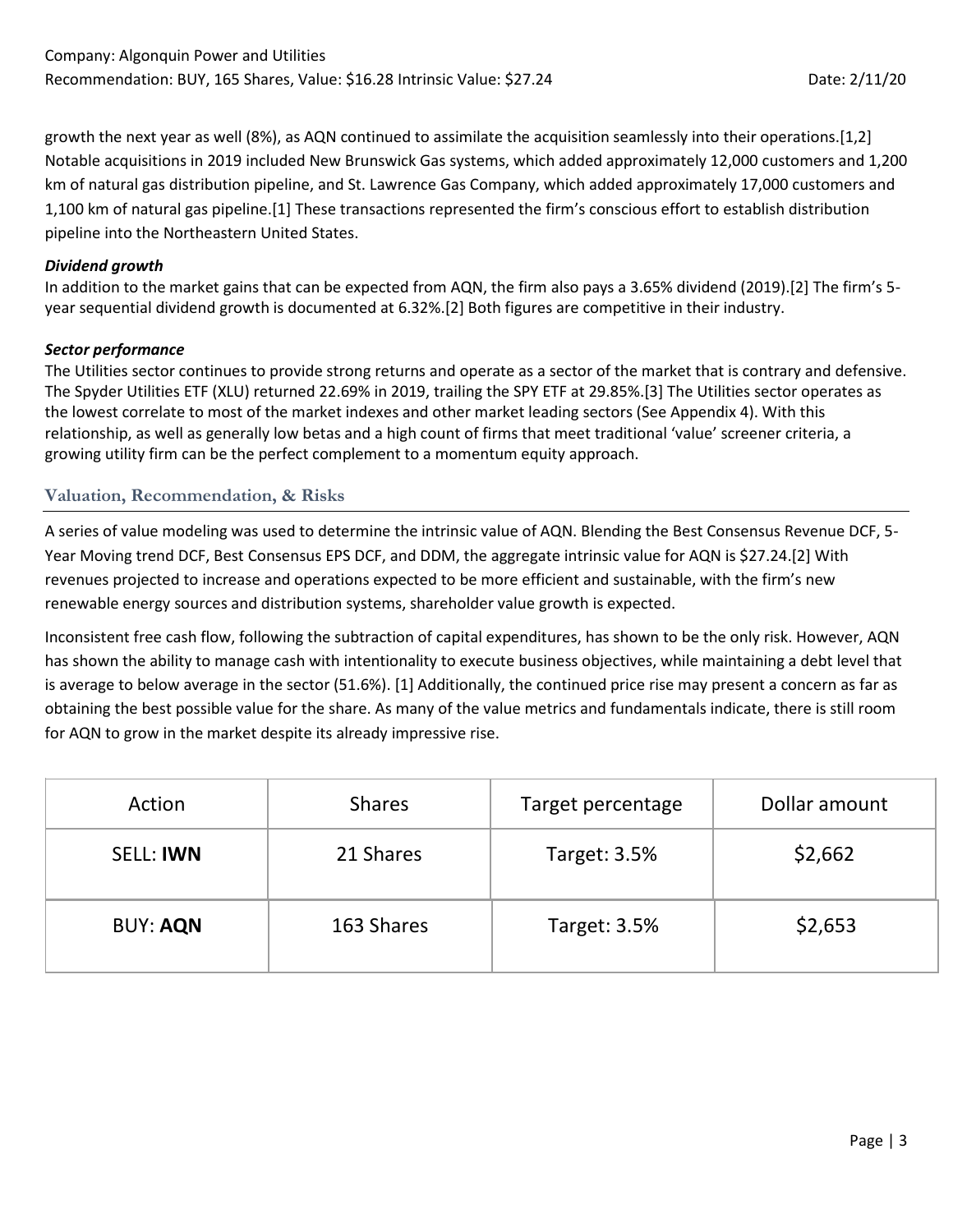growth the next year as well (8%), as AQN continued to assimilate the acquisition seamlessly into their operations.[1,2] Notable acquisitions in 2019 included New Brunswick Gas systems, which added approximately 12,000 customers and 1,200 km of natural gas distribution pipeline, and St. Lawrence Gas Company, which added approximately 17,000 customers and 1,100 km of natural gas pipeline.[1] These transactions represented the firm's conscious effort to establish distribution pipeline into the Northeastern United States.

***Dividend growth***

In addition to the market gains that can be expected from AQN, the firm also pays a 3.65% dividend (2019).[2] The firm's 5-year sequential dividend growth is documented at 6.32%.[2] Both figures are competitive in their industry.

***Sector performance***

The Utilities sector continues to provide strong returns and operate as a sector of the market that is contrary and defensive. The Spyder Utilities ETF (XLU) returned 22.69% in 2019, trailing the SPY ETF at 29.85%.[3] The Utilities sector operates as the lowest correlate to most of the market indexes and other market leading sectors (See Appendix 4). With this relationship, as well as generally low betas and a high count of firms that meet traditional 'value' screener criteria, a growing utility firm can be the perfect complement to a momentum equity approach.

## Valuation, Recommendation, & Risks

A series of value modeling was used to determine the intrinsic value of AQN. Blending the Best Consensus Revenue DCF, 5-Year Moving trend DCF, Best Consensus EPS DCF, and DDM, the aggregate intrinsic value for AQN is $27.24.[2] With revenues projected to increase and operations expected to be more efficient and sustainable, with the firm's new renewable energy sources and distribution systems, shareholder value growth is expected.

Inconsistent free cash flow, following the subtraction of capital expenditures, has shown to be the only risk. However, AQN has shown the ability to manage cash with intentionality to execute business objectives, while maintaining a debt level that is average to below average in the sector (51.6%). [1] Additionally, the continued price rise may present a concern as far as obtaining the best possible value for the share. As many of the value metrics and fundamentals indicate, there is still room for AQN to grow in the market despite its already impressive rise.

| Action | Shares | Target percentage | Dollar amount |
|---|---|---|---|
| SELL: **IWN** | 21 Shares | Target: 3.5% | $2,662 |
| BUY: **AQN** | 163 Shares | Target: 3.5% | $2,653 |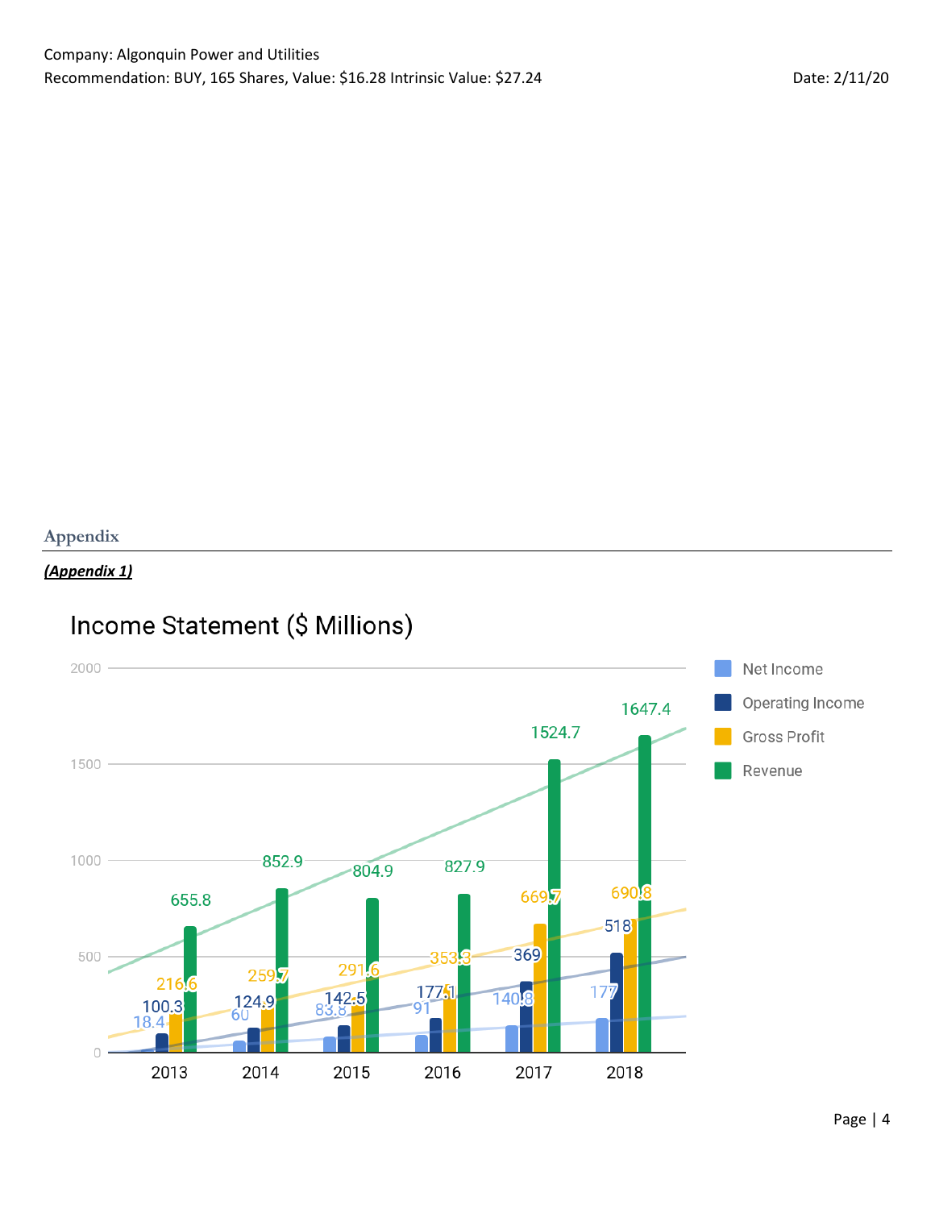## Appendix

***(Appendix 1)***

### Income Statement ($ Millions)

| Year | Net Income | Operating Income | Gross Profit | Revenue |
|---|---|---|---|---|
| 2013 | 18.4 | 100.3 | 216.6 | 655.8 |
| 2014 | 60 | 124.9 | 259.7 | 852.9 |
| 2015 | 83.8 | 142.5 | 291.6 | 804.9 |
| 2016 | 91 | 177.1 | 353.3 | 827.9 |
| 2017 | 140.8 | 369 | 669.7 | 1524.7 |
| 2018 | 177 | 518 | 690.8 | 1647.4 |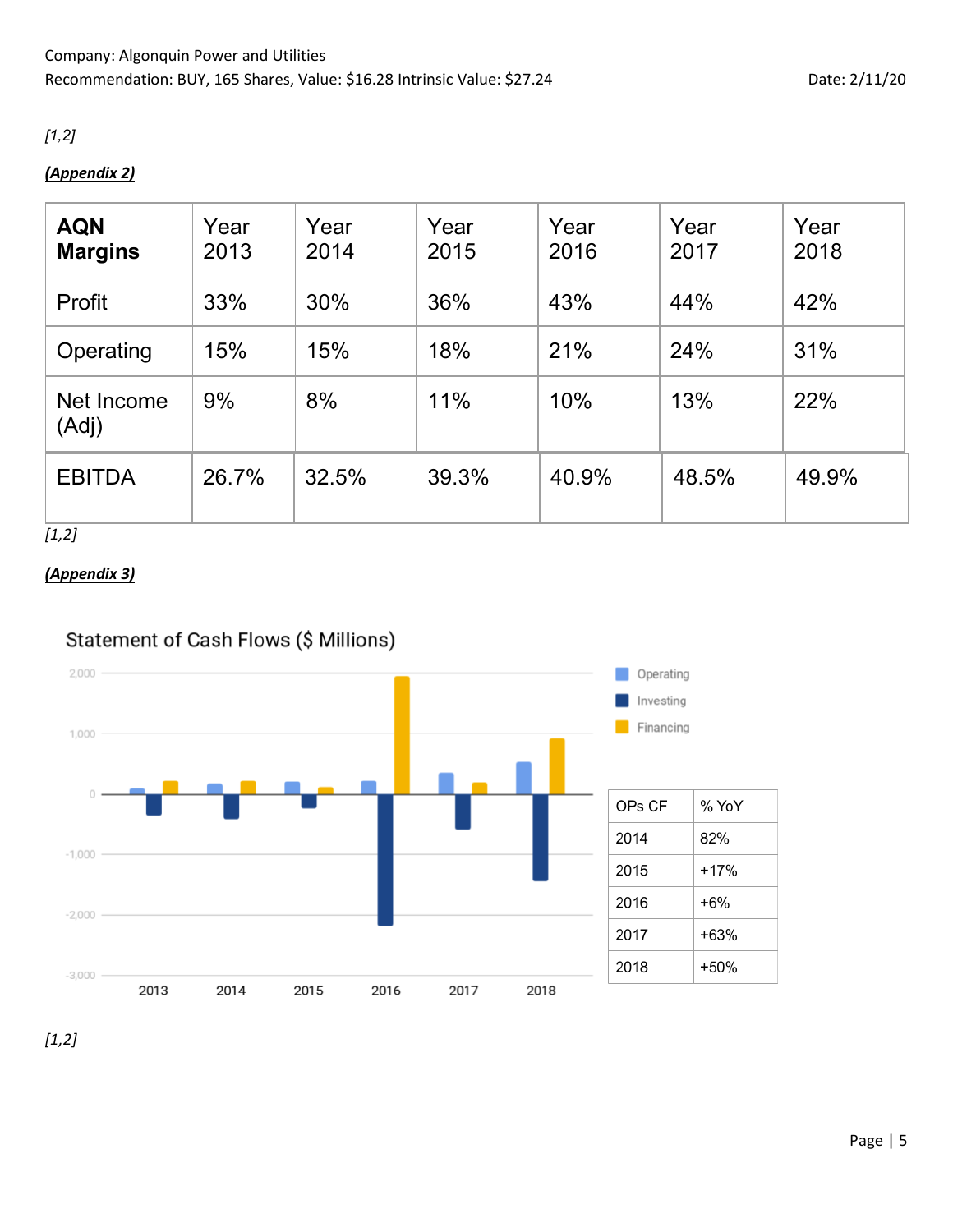Company: Algonquin Power and Utilities
Recommendation: BUY, 165 Shares, Value: $16.28 Intrinsic Value: $27.24 Date: 2/11/20

*[1,2]*

***(Appendix 2)***

| **AQN Margins** | Year 2013 | Year 2014 | Year 2015 | Year 2016 | Year 2017 | Year 2018 |
|---|---|---|---|---|---|---|
| Profit | 33% | 30% | 36% | 43% | 44% | 42% |
| Operating | 15% | 15% | 18% | 21% | 24% | 31% |
| Net Income (Adj) | 9% | 8% | 11% | 10% | 13% | 22% |
| EBITDA | 26.7% | 32.5% | 39.3% | 40.9% | 48.5% | 49.9% |

*[1,2]*

***(Appendix 3)***

Statement of Cash Flows ($ Millions)

| OPs CF | % YoY |
|---|---|
| 2014 | 82% |
| 2015 | +17% |
| 2016 | +6% |
| 2017 | +63% |
| 2018 | +50% |

*[1,2]*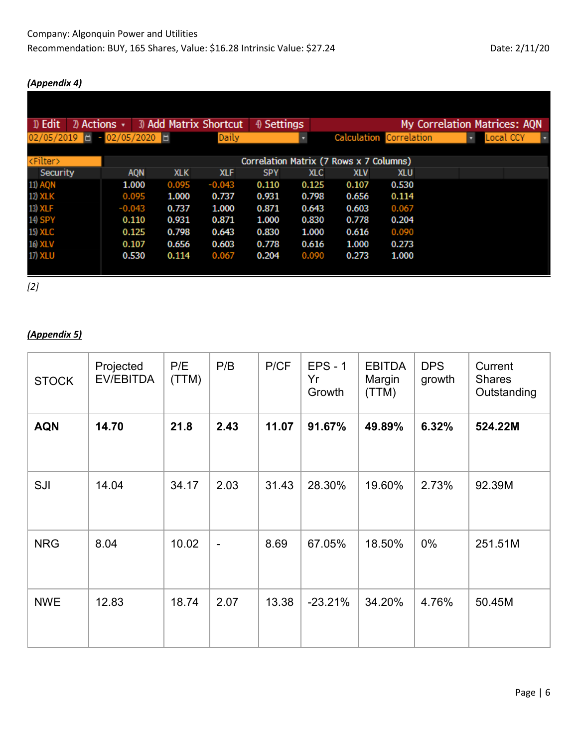Company: Algonquin Power and Utilities
Recommendation: BUY, 165 Shares, Value: $16.28 Intrinsic Value: $27.24 Date: 2/11/20

***(Appendix 4)***

1) Edit | 2) Actions | 3) Add Matrix Shortcut | 4) Settings | My Correlation Matrices: AQN

02/05/2019 - 02/05/2020 | Daily | Calculation: Correlation | Local CCY

Correlation Matrix (7 Rows x 7 Columns)

| Security | AQN | XLK | XLF | SPY | XLC | XLV | XLU |
|---|---|---|---|---|---|---|---|
| 11) AQN | 1.000 | 0.095 | -0.043 | 0.110 | 0.125 | 0.107 | 0.530 |
| 12) XLK | 0.095 | 1.000 | 0.737 | 0.931 | 0.798 | 0.656 | 0.114 |
| 13) XLF | -0.043 | 0.737 | 1.000 | 0.871 | 0.643 | 0.603 | 0.067 |
| 14) SPY | 0.110 | 0.931 | 0.871 | 1.000 | 0.830 | 0.778 | 0.204 |
| 15) XLC | 0.125 | 0.798 | 0.643 | 0.830 | 1.000 | 0.616 | 0.090 |
| 16) XLV | 0.107 | 0.656 | 0.603 | 0.778 | 0.616 | 1.000 | 0.273 |
| 17) XLU | 0.530 | 0.114 | 0.067 | 0.204 | 0.090 | 0.273 | 1.000 |

*[2]*

***(Appendix 5)***

| STOCK | Projected EV/EBITDA | P/E (TTM) | P/B | P/CF | EPS - 1 Yr Growth | EBITDA Margin (TTM) | DPS growth | Current Shares Outstanding |
|---|---|---|---|---|---|---|---|---|
| **AQN** | **14.70** | **21.8** | **2.43** | **11.07** | **91.67%** | **49.89%** | **6.32%** | **524.22M** |
| SJI | 14.04 | 34.17 | 2.03 | 31.43 | 28.30% | 19.60% | 2.73% | 92.39M |
| NRG | 8.04 | 10.02 | - | 8.69 | 67.05% | 18.50% | 0% | 251.51M |
| NWE | 12.83 | 18.74 | 2.07 | 13.38 | -23.21% | 34.20% | 4.76% | 50.45M |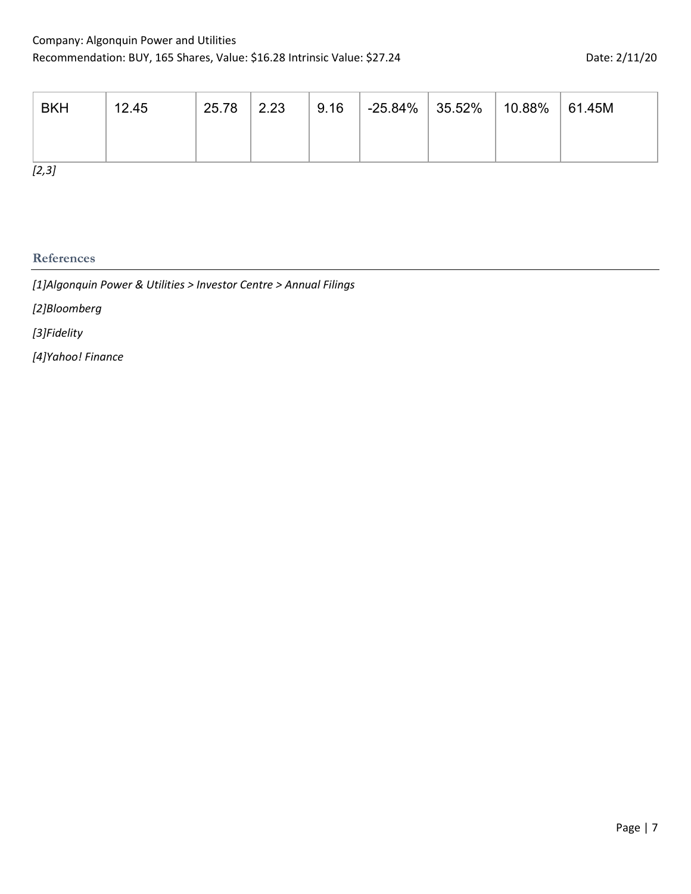| | | | | | | | | |
|---|---|---|---|---|---|---|---|---|
| BKH | 12.45 | 25.78 | 2.23 | 9.16 | -25.84% | 35.52% | 10.88% | 61.45M |

*[2,3]*

## References

*[1]Algonquin Power & Utilities > Investor Centre > Annual Filings*

*[2]Bloomberg*

*[3]Fidelity*

*[4]Yahoo! Finance*